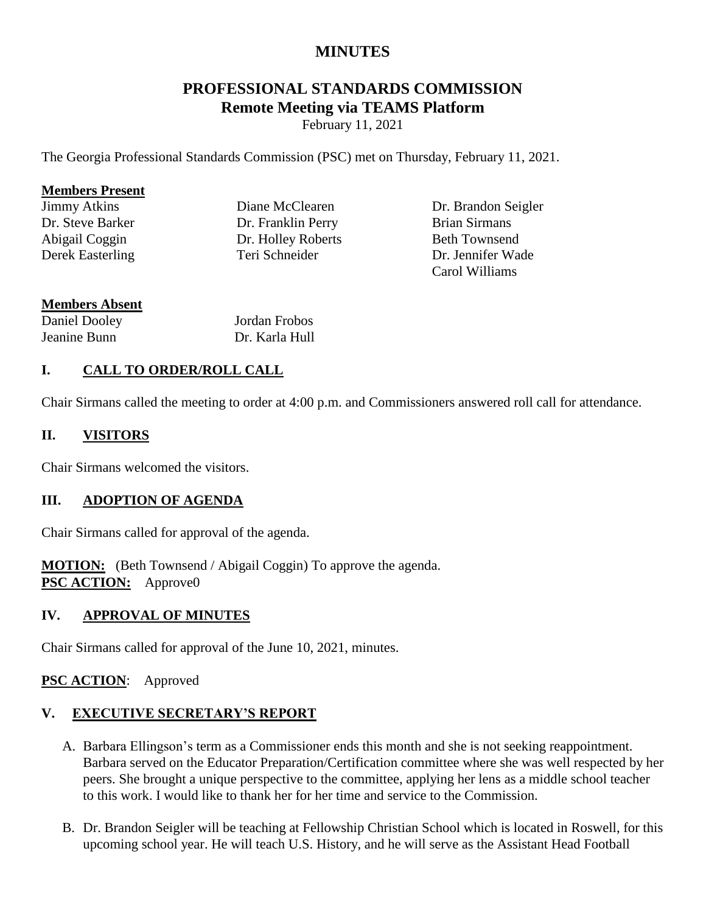# MINUTES

## PROFESSIONAL STANDARDS COMMISSION
### Remote Meeting via TEAMS Platform

February 11, 2021

The Georgia Professional Standards Commission (PSC) met on Thursday, February 11, 2021.

**Members Present**

Jimmy Atkins
Dr. Steve Barker
Abigail Coggin
Derek Easterling
Diane McClearen
Dr. Franklin Perry
Dr. Holley Roberts
Teri Schneider
Dr. Brandon Seigler
Brian Sirmans
Beth Townsend
Dr. Jennifer Wade
Carol Williams

**Members Absent**

Daniel Dooley
Jeanine Bunn
Jordan Frobos
Dr. Karla Hull

## I. CALL TO ORDER/ROLL CALL

Chair Sirmans called the meeting to order at 4:00 p.m. and Commissioners answered roll call for attendance.

## II. VISITORS

Chair Sirmans welcomed the visitors.

## III. ADOPTION OF AGENDA

Chair Sirmans called for approval of the agenda.

**MOTION:** (Beth Townsend / Abigail Coggin) To approve the agenda.
**PSC ACTION:** Approve0

## IV. APPROVAL OF MINUTES

Chair Sirmans called for approval of the June 10, 2021, minutes.

**PSC ACTION**: Approved

## V. EXECUTIVE SECRETARY'S REPORT

A. Barbara Ellingson's term as a Commissioner ends this month and she is not seeking reappointment. Barbara served on the Educator Preparation/Certification committee where she was well respected by her peers. She brought a unique perspective to the committee, applying her lens as a middle school teacher to this work. I would like to thank her for her time and service to the Commission.

B. Dr. Brandon Seigler will be teaching at Fellowship Christian School which is located in Roswell, for this upcoming school year. He will teach U.S. History, and he will serve as the Assistant Head Football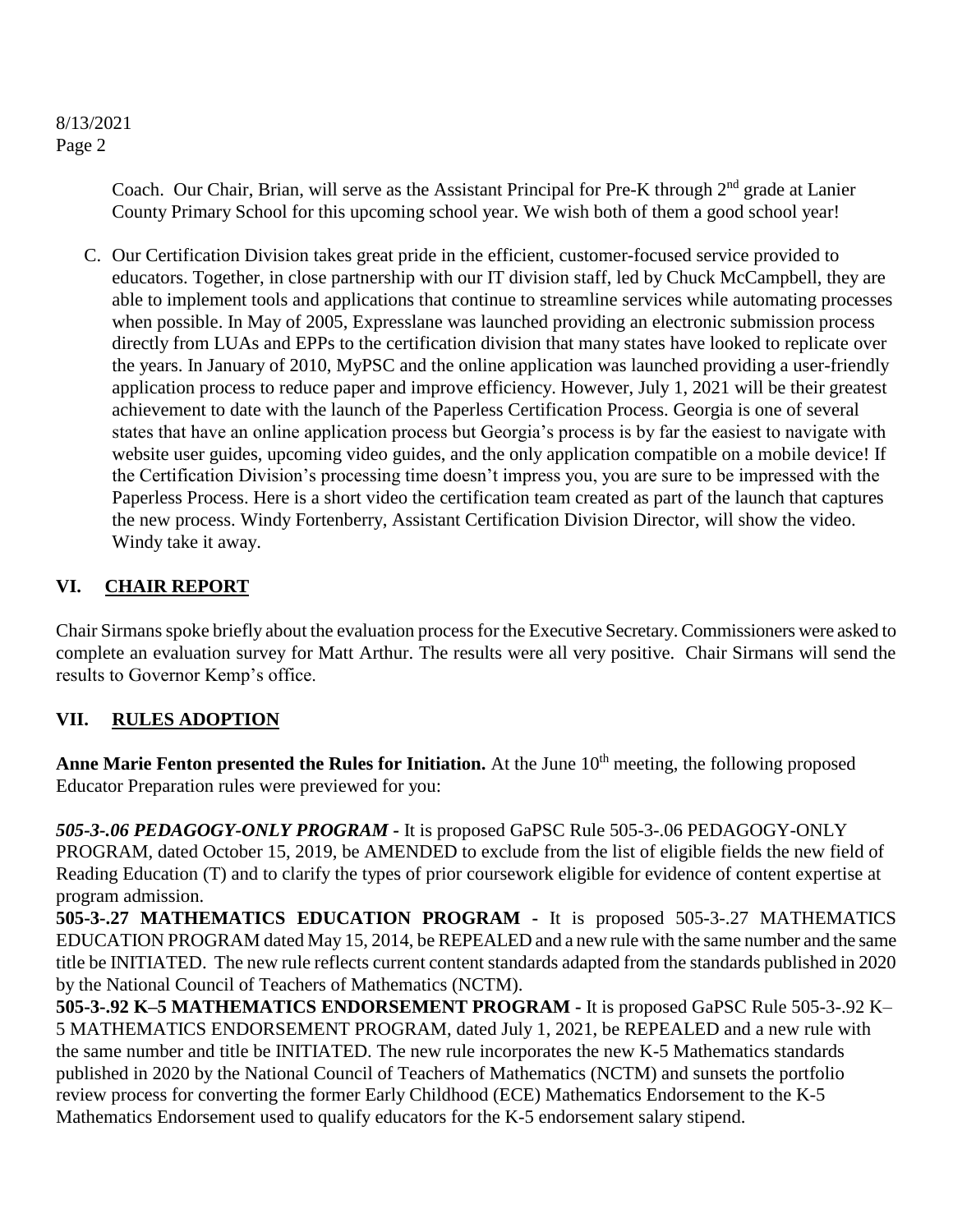Coach. Our Chair, Brian, will serve as the Assistant Principal for Pre-K through 2nd grade at Lanier County Primary School for this upcoming school year. We wish both of them a good school year!

C. Our Certification Division takes great pride in the efficient, customer-focused service provided to educators. Together, in close partnership with our IT division staff, led by Chuck McCampbell, they are able to implement tools and applications that continue to streamline services while automating processes when possible. In May of 2005, Expresslane was launched providing an electronic submission process directly from LUAs and EPPs to the certification division that many states have looked to replicate over the years. In January of 2010, MyPSC and the online application was launched providing a user-friendly application process to reduce paper and improve efficiency. However, July 1, 2021 will be their greatest achievement to date with the launch of the Paperless Certification Process. Georgia is one of several states that have an online application process but Georgia's process is by far the easiest to navigate with website user guides, upcoming video guides, and the only application compatible on a mobile device! If the Certification Division's processing time doesn't impress you, you are sure to be impressed with the Paperless Process. Here is a short video the certification team created as part of the launch that captures the new process. Windy Fortenberry, Assistant Certification Division Director, will show the video. Windy take it away.

## VI. CHAIR REPORT

Chair Sirmans spoke briefly about the evaluation process for the Executive Secretary. Commissioners were asked to complete an evaluation survey for Matt Arthur. The results were all very positive. Chair Sirmans will send the results to Governor Kemp's office.

## VII. RULES ADOPTION

**Anne Marie Fenton presented the Rules for Initiation.** At the June 10th meeting, the following proposed Educator Preparation rules were previewed for you:

***505-3-.06 PEDAGOGY-ONLY PROGRAM -*** It is proposed GaPSC Rule 505-3-.06 PEDAGOGY-ONLY PROGRAM, dated October 15, 2019, be AMENDED to exclude from the list of eligible fields the new field of Reading Education (T) and to clarify the types of prior coursework eligible for evidence of content expertise at program admission.

**505-3-.27 MATHEMATICS EDUCATION PROGRAM -** It is proposed 505-3-.27 MATHEMATICS EDUCATION PROGRAM dated May 15, 2014, be REPEALED and a new rule with the same number and the same title be INITIATED. The new rule reflects current content standards adapted from the standards published in 2020 by the National Council of Teachers of Mathematics (NCTM).

**505-3-.92 K–5 MATHEMATICS ENDORSEMENT PROGRAM -** It is proposed GaPSC Rule 505-3-.92 K–5 MATHEMATICS ENDORSEMENT PROGRAM, dated July 1, 2021, be REPEALED and a new rule with the same number and title be INITIATED. The new rule incorporates the new K-5 Mathematics standards published in 2020 by the National Council of Teachers of Mathematics (NCTM) and sunsets the portfolio review process for converting the former Early Childhood (ECE) Mathematics Endorsement to the K-5 Mathematics Endorsement used to qualify educators for the K-5 endorsement salary stipend.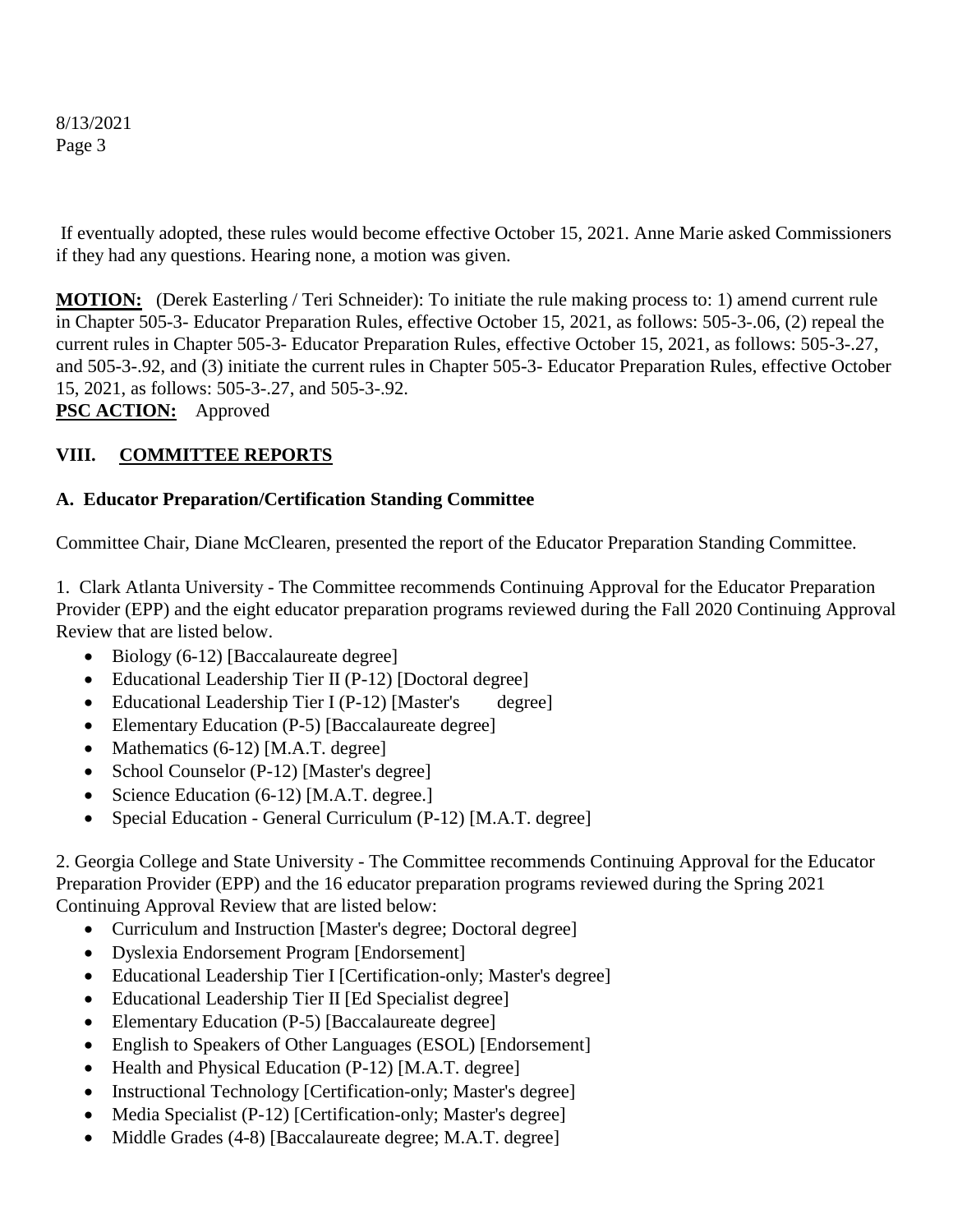If eventually adopted, these rules would become effective October 15, 2021. Anne Marie asked Commissioners if they had any questions. Hearing none, a motion was given.

**MOTION:** (Derek Easterling / Teri Schneider): To initiate the rule making process to: 1) amend current rule in Chapter 505-3- Educator Preparation Rules, effective October 15, 2021, as follows: 505-3-.06, (2) repeal the current rules in Chapter 505-3- Educator Preparation Rules, effective October 15, 2021, as follows: 505-3-.27, and 505-3-.92, and (3) initiate the current rules in Chapter 505-3- Educator Preparation Rules, effective October 15, 2021, as follows: 505-3-.27, and 505-3-.92.

**PSC ACTION:** Approved

## VIII. COMMITTEE REPORTS

### A. Educator Preparation/Certification Standing Committee

Committee Chair, Diane McClearen, presented the report of the Educator Preparation Standing Committee.

1. Clark Atlanta University - The Committee recommends Continuing Approval for the Educator Preparation Provider (EPP) and the eight educator preparation programs reviewed during the Fall 2020 Continuing Approval Review that are listed below.
   - Biology (6-12) [Baccalaureate degree]
   - Educational Leadership Tier II (P-12) [Doctoral degree]
   - Educational Leadership Tier I (P-12) [Master's degree]
   - Elementary Education (P-5) [Baccalaureate degree]
   - Mathematics (6-12) [M.A.T. degree]
   - School Counselor (P-12) [Master's degree]
   - Science Education (6-12) [M.A.T. degree.]
   - Special Education - General Curriculum (P-12) [M.A.T. degree]

2. Georgia College and State University - The Committee recommends Continuing Approval for the Educator Preparation Provider (EPP) and the 16 educator preparation programs reviewed during the Spring 2021 Continuing Approval Review that are listed below:
   - Curriculum and Instruction [Master's degree; Doctoral degree]
   - Dyslexia Endorsement Program [Endorsement]
   - Educational Leadership Tier I [Certification-only; Master's degree]
   - Educational Leadership Tier II [Ed Specialist degree]
   - Elementary Education (P-5) [Baccalaureate degree]
   - English to Speakers of Other Languages (ESOL) [Endorsement]
   - Health and Physical Education (P-12) [M.A.T. degree]
   - Instructional Technology [Certification-only; Master's degree]
   - Media Specialist (P-12) [Certification-only; Master's degree]
   - Middle Grades (4-8) [Baccalaureate degree; M.A.T. degree]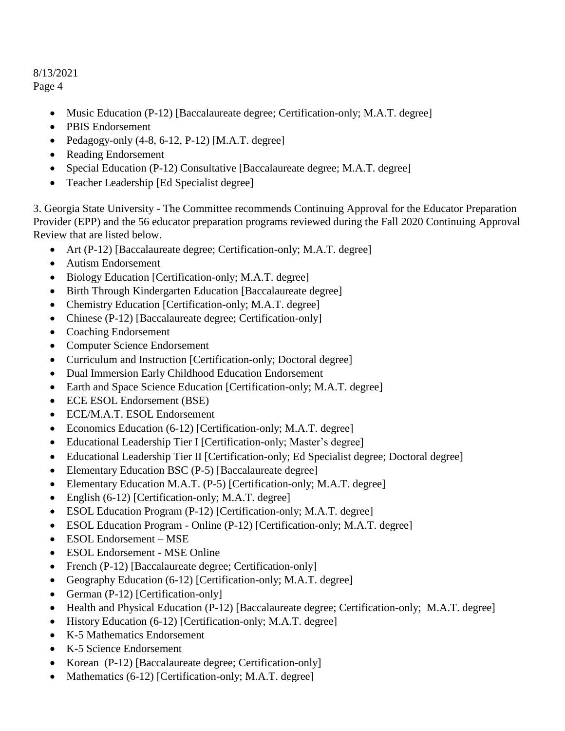- Music Education (P-12) [Baccalaureate degree; Certification-only; M.A.T. degree]
- PBIS Endorsement
- Pedagogy-only (4-8, 6-12, P-12) [M.A.T. degree]
- Reading Endorsement
- Special Education (P-12) Consultative [Baccalaureate degree; M.A.T. degree]
- Teacher Leadership [Ed Specialist degree]

3. Georgia State University - The Committee recommends Continuing Approval for the Educator Preparation Provider (EPP) and the 56 educator preparation programs reviewed during the Fall 2020 Continuing Approval Review that are listed below.

- Art (P-12) [Baccalaureate degree; Certification-only; M.A.T. degree]
- Autism Endorsement
- Biology Education [Certification-only; M.A.T. degree]
- Birth Through Kindergarten Education [Baccalaureate degree]
- Chemistry Education [Certification-only; M.A.T. degree]
- Chinese (P-12) [Baccalaureate degree; Certification-only]
- Coaching Endorsement
- Computer Science Endorsement
- Curriculum and Instruction [Certification-only; Doctoral degree]
- Dual Immersion Early Childhood Education Endorsement
- Earth and Space Science Education [Certification-only; M.A.T. degree]
- ECE ESOL Endorsement (BSE)
- ECE/M.A.T. ESOL Endorsement
- Economics Education (6-12) [Certification-only; M.A.T. degree]
- Educational Leadership Tier I [Certification-only; Master's degree]
- Educational Leadership Tier II [Certification-only; Ed Specialist degree; Doctoral degree]
- Elementary Education BSC (P-5) [Baccalaureate degree]
- Elementary Education M.A.T. (P-5) [Certification-only; M.A.T. degree]
- English (6-12) [Certification-only; M.A.T. degree]
- ESOL Education Program (P-12) [Certification-only; M.A.T. degree]
- ESOL Education Program - Online (P-12) [Certification-only; M.A.T. degree]
- ESOL Endorsement – MSE
- ESOL Endorsement - MSE Online
- French (P-12) [Baccalaureate degree; Certification-only]
- Geography Education (6-12) [Certification-only; M.A.T. degree]
- German (P-12) [Certification-only]
- Health and Physical Education (P-12) [Baccalaureate degree; Certification-only; M.A.T. degree]
- History Education (6-12) [Certification-only; M.A.T. degree]
- K-5 Mathematics Endorsement
- K-5 Science Endorsement
- Korean (P-12) [Baccalaureate degree; Certification-only]
- Mathematics (6-12) [Certification-only; M.A.T. degree]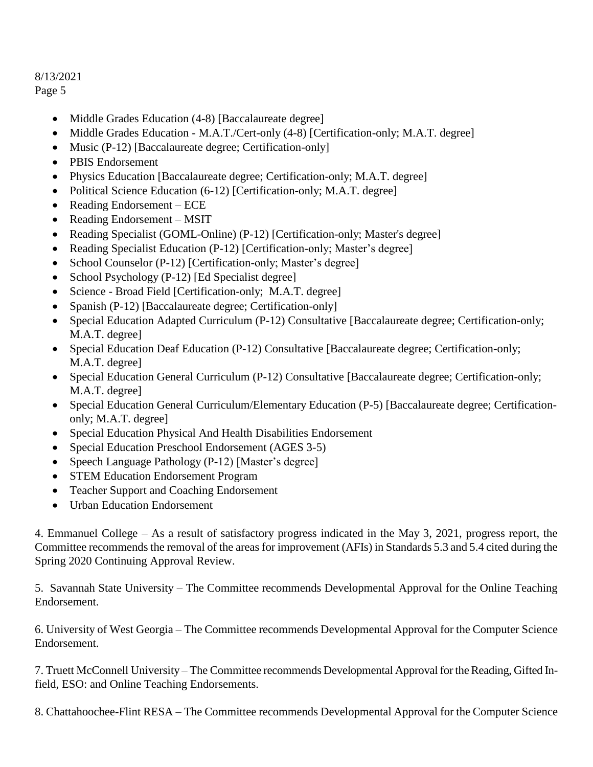- Middle Grades Education (4-8) [Baccalaureate degree]
- Middle Grades Education - M.A.T./Cert-only (4-8) [Certification-only; M.A.T. degree]
- Music (P-12) [Baccalaureate degree; Certification-only]
- PBIS Endorsement
- Physics Education [Baccalaureate degree; Certification-only; M.A.T. degree]
- Political Science Education (6-12) [Certification-only; M.A.T. degree]
- Reading Endorsement – ECE
- Reading Endorsement – MSIT
- Reading Specialist (GOML-Online) (P-12) [Certification-only; Master's degree]
- Reading Specialist Education (P-12) [Certification-only; Master's degree]
- School Counselor (P-12) [Certification-only; Master's degree]
- School Psychology (P-12) [Ed Specialist degree]
- Science - Broad Field [Certification-only; M.A.T. degree]
- Spanish (P-12) [Baccalaureate degree; Certification-only]
- Special Education Adapted Curriculum (P-12) Consultative [Baccalaureate degree; Certification-only; M.A.T. degree]
- Special Education Deaf Education (P-12) Consultative [Baccalaureate degree; Certification-only; M.A.T. degree]
- Special Education General Curriculum (P-12) Consultative [Baccalaureate degree; Certification-only; M.A.T. degree]
- Special Education General Curriculum/Elementary Education (P-5) [Baccalaureate degree; Certification-only; M.A.T. degree]
- Special Education Physical And Health Disabilities Endorsement
- Special Education Preschool Endorsement (AGES 3-5)
- Speech Language Pathology (P-12) [Master's degree]
- STEM Education Endorsement Program
- Teacher Support and Coaching Endorsement
- Urban Education Endorsement

4. Emmanuel College – As a result of satisfactory progress indicated in the May 3, 2021, progress report, the Committee recommends the removal of the areas for improvement (AFIs) in Standards 5.3 and 5.4 cited during the Spring 2020 Continuing Approval Review.

5. Savannah State University – The Committee recommends Developmental Approval for the Online Teaching Endorsement.

6. University of West Georgia – The Committee recommends Developmental Approval for the Computer Science Endorsement.

7. Truett McConnell University – The Committee recommends Developmental Approval for the Reading, Gifted In-field, ESO: and Online Teaching Endorsements.

8. Chattahoochee-Flint RESA – The Committee recommends Developmental Approval for the Computer Science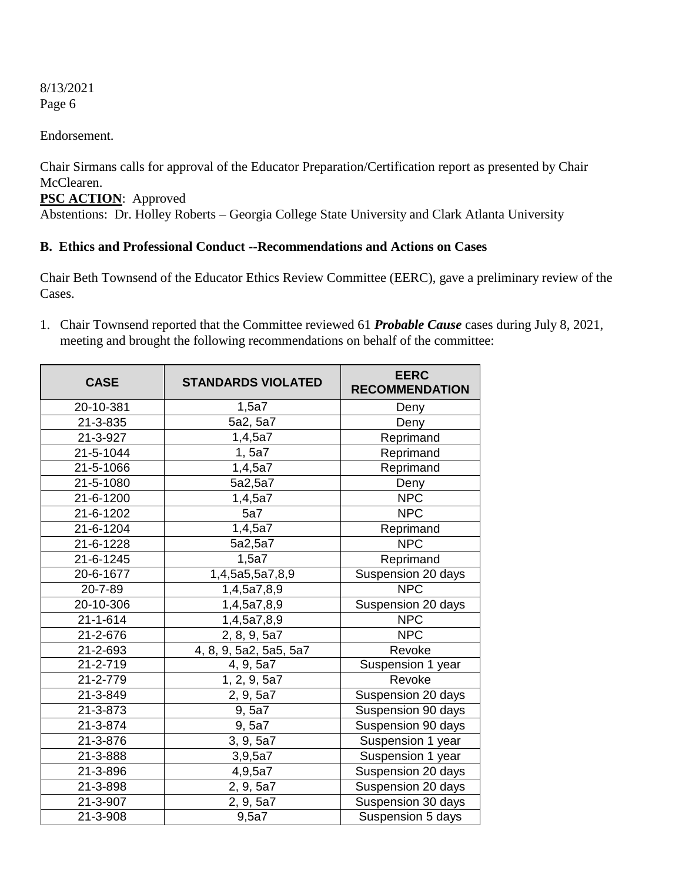Endorsement.

Chair Sirmans calls for approval of the Educator Preparation/Certification report as presented by Chair McClearen.

**PSC ACTION**: Approved

Abstentions: Dr. Holley Roberts – Georgia College State University and Clark Atlanta University

## B. Ethics and Professional Conduct --Recommendations and Actions on Cases

Chair Beth Townsend of the Educator Ethics Review Committee (EERC), gave a preliminary review of the Cases.

1. Chair Townsend reported that the Committee reviewed 61 ***Probable Cause*** cases during July 8, 2021, meeting and brought the following recommendations on behalf of the committee:

| CASE | STANDARDS VIOLATED | EERC RECOMMENDATION |
|---|---|---|
| 20-10-381 | 1,5a7 | Deny |
| 21-3-835 | 5a2, 5a7 | Deny |
| 21-3-927 | 1,4,5a7 | Reprimand |
| 21-5-1044 | 1, 5a7 | Reprimand |
| 21-5-1066 | 1,4,5a7 | Reprimand |
| 21-5-1080 | 5a2,5a7 | Deny |
| 21-6-1200 | 1,4,5a7 | NPC |
| 21-6-1202 | 5a7 | NPC |
| 21-6-1204 | 1,4,5a7 | Reprimand |
| 21-6-1228 | 5a2,5a7 | NPC |
| 21-6-1245 | 1,5a7 | Reprimand |
| 20-6-1677 | 1,4,5a5,5a7,8,9 | Suspension 20 days |
| 20-7-89 | 1,4,5a7,8,9 | NPC |
| 20-10-306 | 1,4,5a7,8,9 | Suspension 20 days |
| 21-1-614 | 1,4,5a7,8,9 | NPC |
| 21-2-676 | 2, 8, 9, 5a7 | NPC |
| 21-2-693 | 4, 8, 9, 5a2, 5a5, 5a7 | Revoke |
| 21-2-719 | 4, 9, 5a7 | Suspension 1 year |
| 21-2-779 | 1, 2, 9, 5a7 | Revoke |
| 21-3-849 | 2, 9, 5a7 | Suspension 20 days |
| 21-3-873 | 9, 5a7 | Suspension 90 days |
| 21-3-874 | 9, 5a7 | Suspension 90 days |
| 21-3-876 | 3, 9, 5a7 | Suspension 1 year |
| 21-3-888 | 3,9,5a7 | Suspension 1 year |
| 21-3-896 | 4,9,5a7 | Suspension 20 days |
| 21-3-898 | 2, 9, 5a7 | Suspension 20 days |
| 21-3-907 | 2, 9, 5a7 | Suspension 30 days |
| 21-3-908 | 9,5a7 | Suspension 5 days |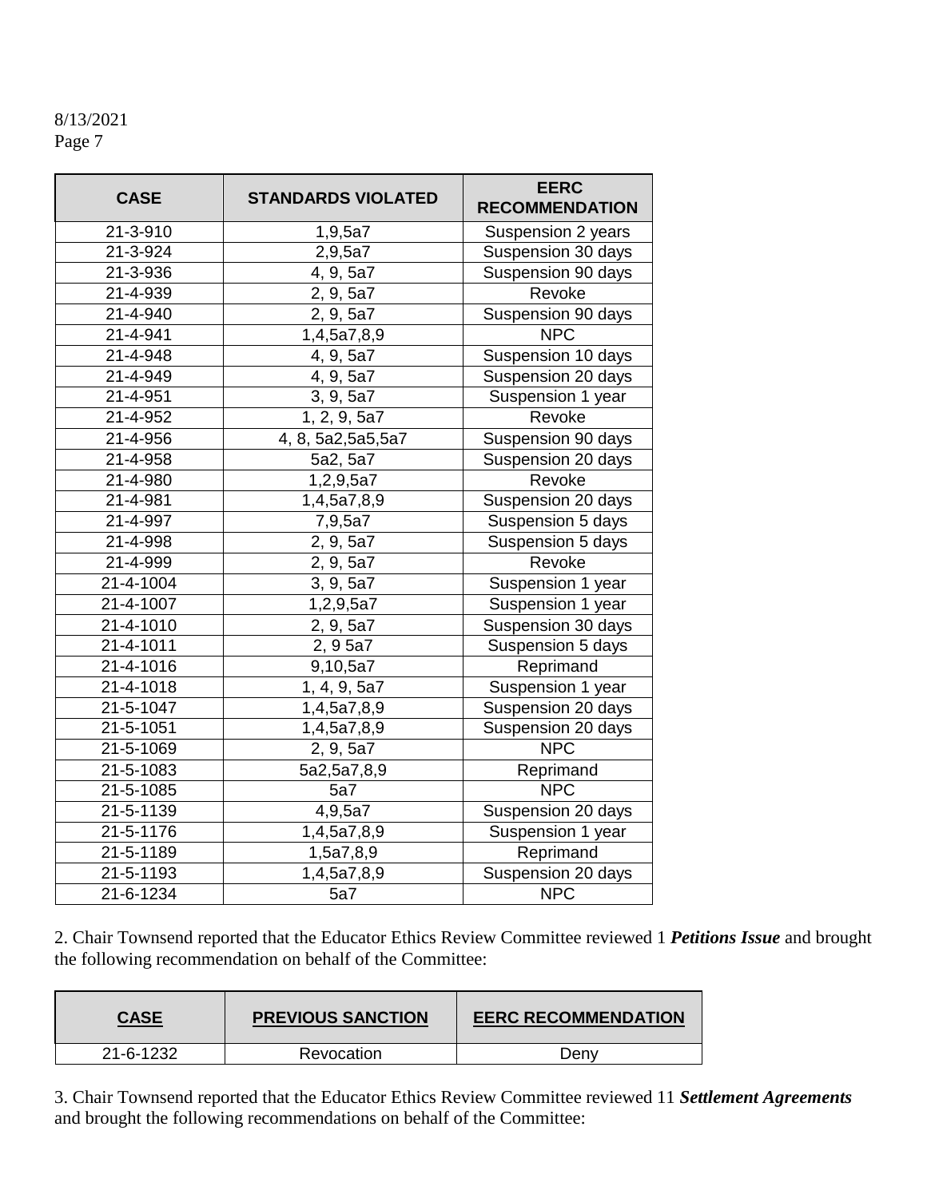8/13/2021
Page 7

| CASE | STANDARDS VIOLATED | EERC RECOMMENDATION |
|---|---|---|
| 21-3-910 | 1,9,5a7 | Suspension 2 years |
| 21-3-924 | 2,9,5a7 | Suspension 30 days |
| 21-3-936 | 4, 9, 5a7 | Suspension 90 days |
| 21-4-939 | 2, 9, 5a7 | Revoke |
| 21-4-940 | 2, 9, 5a7 | Suspension 90 days |
| 21-4-941 | 1,4,5a7,8,9 | NPC |
| 21-4-948 | 4, 9, 5a7 | Suspension 10 days |
| 21-4-949 | 4, 9, 5a7 | Suspension 20 days |
| 21-4-951 | 3, 9, 5a7 | Suspension 1 year |
| 21-4-952 | 1, 2, 9, 5a7 | Revoke |
| 21-4-956 | 4, 8, 5a2,5a5,5a7 | Suspension 90 days |
| 21-4-958 | 5a2, 5a7 | Suspension 20 days |
| 21-4-980 | 1,2,9,5a7 | Revoke |
| 21-4-981 | 1,4,5a7,8,9 | Suspension 20 days |
| 21-4-997 | 7,9,5a7 | Suspension 5 days |
| 21-4-998 | 2, 9, 5a7 | Suspension 5 days |
| 21-4-999 | 2, 9, 5a7 | Revoke |
| 21-4-1004 | 3, 9, 5a7 | Suspension 1 year |
| 21-4-1007 | 1,2,9,5a7 | Suspension 1 year |
| 21-4-1010 | 2, 9, 5a7 | Suspension 30 days |
| 21-4-1011 | 2, 9 5a7 | Suspension 5 days |
| 21-4-1016 | 9,10,5a7 | Reprimand |
| 21-4-1018 | 1, 4, 9, 5a7 | Suspension 1 year |
| 21-5-1047 | 1,4,5a7,8,9 | Suspension 20 days |
| 21-5-1051 | 1,4,5a7,8,9 | Suspension 20 days |
| 21-5-1069 | 2, 9, 5a7 | NPC |
| 21-5-1083 | 5a2,5a7,8,9 | Reprimand |
| 21-5-1085 | 5a7 | NPC |
| 21-5-1139 | 4,9,5a7 | Suspension 20 days |
| 21-5-1176 | 1,4,5a7,8,9 | Suspension 1 year |
| 21-5-1189 | 1,5a7,8,9 | Reprimand |
| 21-5-1193 | 1,4,5a7,8,9 | Suspension 20 days |
| 21-6-1234 | 5a7 | NPC |

2. Chair Townsend reported that the Educator Ethics Review Committee reviewed 1 ***Petitions Issue*** and brought the following recommendation on behalf of the Committee:

| CASE | PREVIOUS SANCTION | EERC RECOMMENDATION |
|---|---|---|
| 21-6-1232 | Revocation | Deny |

3. Chair Townsend reported that the Educator Ethics Review Committee reviewed 11 ***Settlement Agreements*** and brought the following recommendations on behalf of the Committee: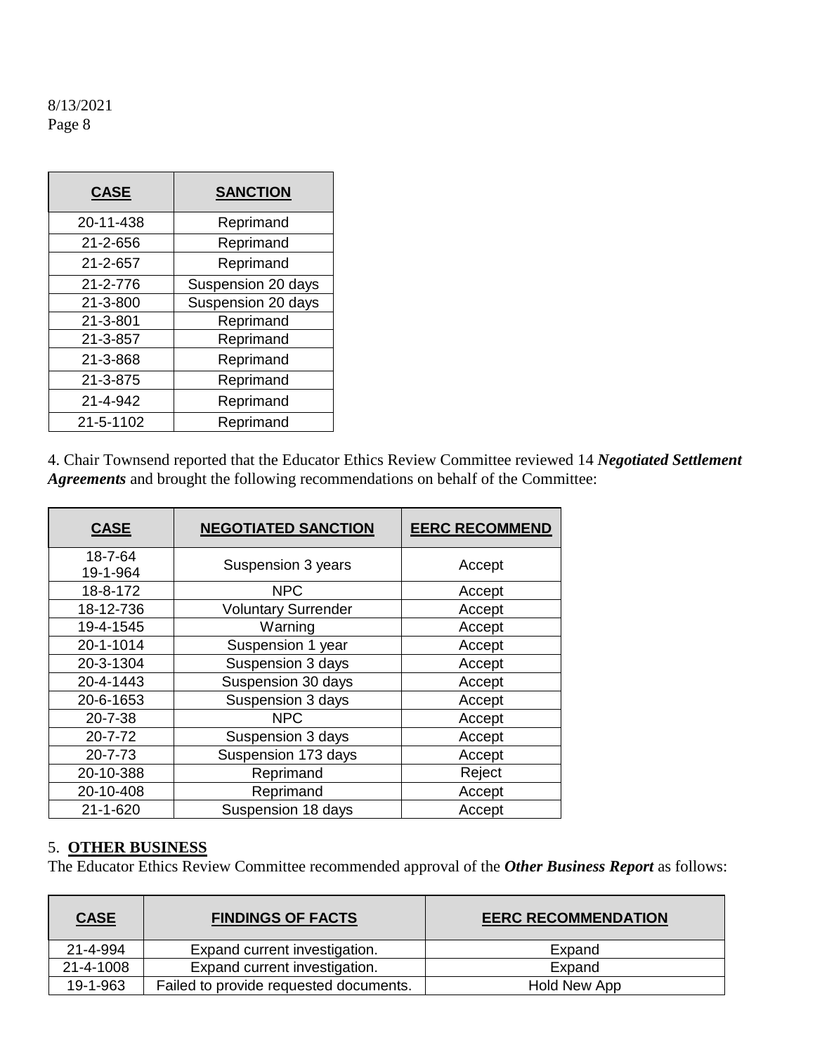| CASE | SANCTION |
|---|---|
| 20-11-438 | Reprimand |
| 21-2-656 | Reprimand |
| 21-2-657 | Reprimand |
| 21-2-776 | Suspension 20 days |
| 21-3-800 | Suspension 20 days |
| 21-3-801 | Reprimand |
| 21-3-857 | Reprimand |
| 21-3-868 | Reprimand |
| 21-3-875 | Reprimand |
| 21-4-942 | Reprimand |
| 21-5-1102 | Reprimand |

4. Chair Townsend reported that the Educator Ethics Review Committee reviewed 14 ***Negotiated Settlement Agreements*** and brought the following recommendations on behalf of the Committee:

| CASE | NEGOTIATED SANCTION | EERC RECOMMEND |
|---|---|---|
| 18-7-64 19-1-964 | Suspension 3 years | Accept |
| 18-8-172 | NPC | Accept |
| 18-12-736 | Voluntary Surrender | Accept |
| 19-4-1545 | Warning | Accept |
| 20-1-1014 | Suspension 1 year | Accept |
| 20-3-1304 | Suspension 3 days | Accept |
| 20-4-1443 | Suspension 30 days | Accept |
| 20-6-1653 | Suspension 3 days | Accept |
| 20-7-38 | NPC | Accept |
| 20-7-72 | Suspension 3 days | Accept |
| 20-7-73 | Suspension 173 days | Accept |
| 20-10-388 | Reprimand | Reject |
| 20-10-408 | Reprimand | Accept |
| 21-1-620 | Suspension 18 days | Accept |

5. **OTHER BUSINESS**

The Educator Ethics Review Committee recommended approval of the ***Other Business Report*** as follows:

| CASE | FINDINGS OF FACTS | EERC RECOMMENDATION |
|---|---|---|
| 21-4-994 | Expand current investigation. | Expand |
| 21-4-1008 | Expand current investigation. | Expand |
| 19-1-963 | Failed to provide requested documents. | Hold New App |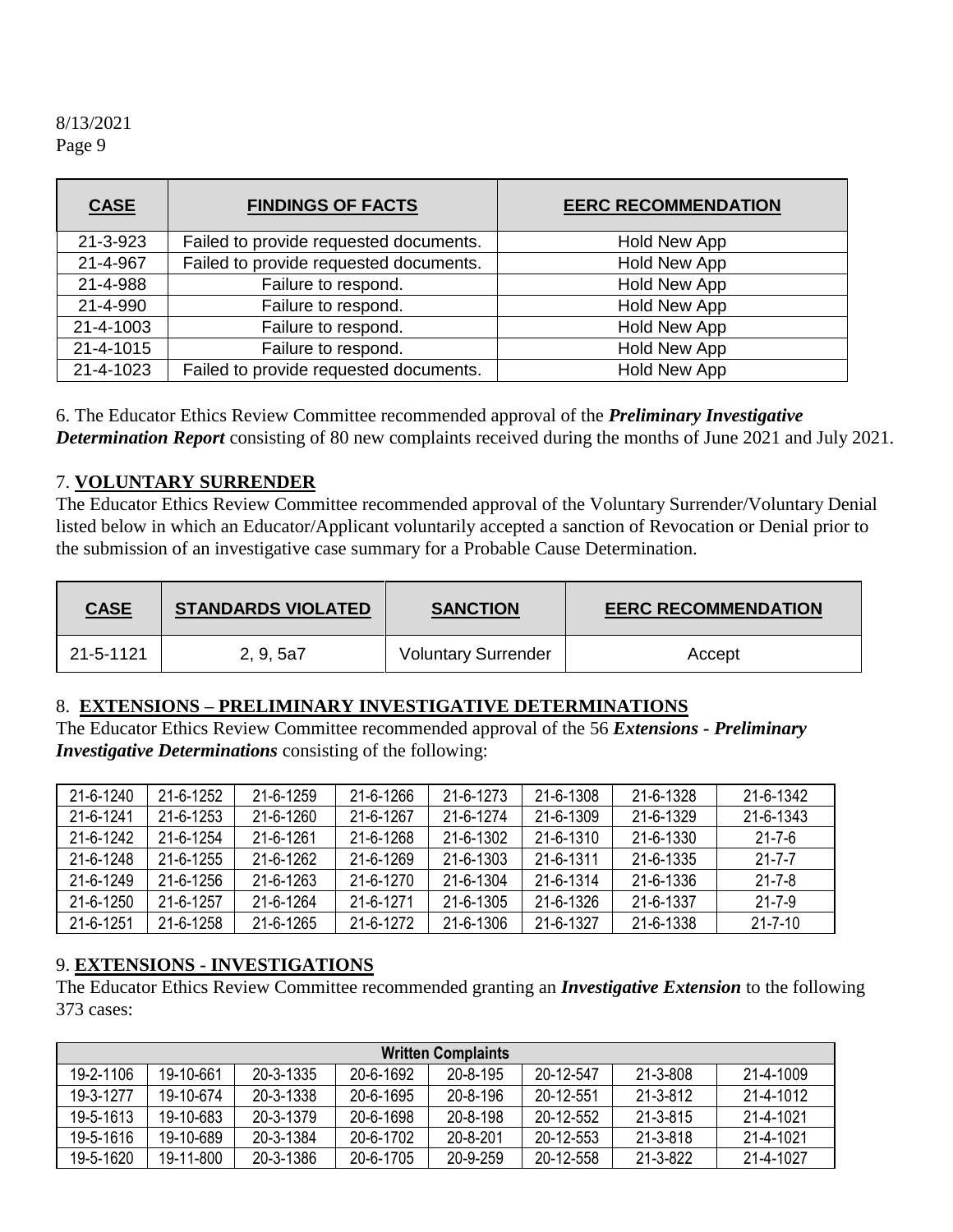8/13/2021
Page 9

| CASE | FINDINGS OF FACTS | EERC RECOMMENDATION |
|---|---|---|
| 21-3-923 | Failed to provide requested documents. | Hold New App |
| 21-4-967 | Failed to provide requested documents. | Hold New App |
| 21-4-988 | Failure to respond. | Hold New App |
| 21-4-990 | Failure to respond. | Hold New App |
| 21-4-1003 | Failure to respond. | Hold New App |
| 21-4-1015 | Failure to respond. | Hold New App |
| 21-4-1023 | Failed to provide requested documents. | Hold New App |

6. The Educator Ethics Review Committee recommended approval of the ***Preliminary Investigative Determination Report*** consisting of 80 new complaints received during the months of June 2021 and July 2021.

7. **VOLUNTARY SURRENDER**

The Educator Ethics Review Committee recommended approval of the Voluntary Surrender/Voluntary Denial listed below in which an Educator/Applicant voluntarily accepted a sanction of Revocation or Denial prior to the submission of an investigative case summary for a Probable Cause Determination.

| CASE | STANDARDS VIOLATED | SANCTION | EERC RECOMMENDATION |
|---|---|---|---|
| 21-5-1121 | 2, 9, 5a7 | Voluntary Surrender | Accept |

8. **EXTENSIONS – PRELIMINARY INVESTIGATIVE DETERMINATIONS**

The Educator Ethics Review Committee recommended approval of the 56 ***Extensions - Preliminary Investigative Determinations*** consisting of the following:

| | | | | | | | |
|---|---|---|---|---|---|---|---|
| 21-6-1240 | 21-6-1252 | 21-6-1259 | 21-6-1266 | 21-6-1273 | 21-6-1308 | 21-6-1328 | 21-6-1342 |
| 21-6-1241 | 21-6-1253 | 21-6-1260 | 21-6-1267 | 21-6-1274 | 21-6-1309 | 21-6-1329 | 21-6-1343 |
| 21-6-1242 | 21-6-1254 | 21-6-1261 | 21-6-1268 | 21-6-1302 | 21-6-1310 | 21-6-1330 | 21-7-6 |
| 21-6-1248 | 21-6-1255 | 21-6-1262 | 21-6-1269 | 21-6-1303 | 21-6-1311 | 21-6-1335 | 21-7-7 |
| 21-6-1249 | 21-6-1256 | 21-6-1263 | 21-6-1270 | 21-6-1304 | 21-6-1314 | 21-6-1336 | 21-7-8 |
| 21-6-1250 | 21-6-1257 | 21-6-1264 | 21-6-1271 | 21-6-1305 | 21-6-1326 | 21-6-1337 | 21-7-9 |
| 21-6-1251 | 21-6-1258 | 21-6-1265 | 21-6-1272 | 21-6-1306 | 21-6-1327 | 21-6-1338 | 21-7-10 |

9. **EXTENSIONS - INVESTIGATIONS**

The Educator Ethics Review Committee recommended granting an ***Investigative Extension*** to the following 373 cases:

| Written Complaints | | | | | | | |
|---|---|---|---|---|---|---|---|
| 19-2-1106 | 19-10-661 | 20-3-1335 | 20-6-1692 | 20-8-195 | 20-12-547 | 21-3-808 | 21-4-1009 |
| 19-3-1277 | 19-10-674 | 20-3-1338 | 20-6-1695 | 20-8-196 | 20-12-551 | 21-3-812 | 21-4-1012 |
| 19-5-1613 | 19-10-683 | 20-3-1379 | 20-6-1698 | 20-8-198 | 20-12-552 | 21-3-815 | 21-4-1021 |
| 19-5-1616 | 19-10-689 | 20-3-1384 | 20-6-1702 | 20-8-201 | 20-12-553 | 21-3-818 | 21-4-1021 |
| 19-5-1620 | 19-11-800 | 20-3-1386 | 20-6-1705 | 20-9-259 | 20-12-558 | 21-3-822 | 21-4-1027 |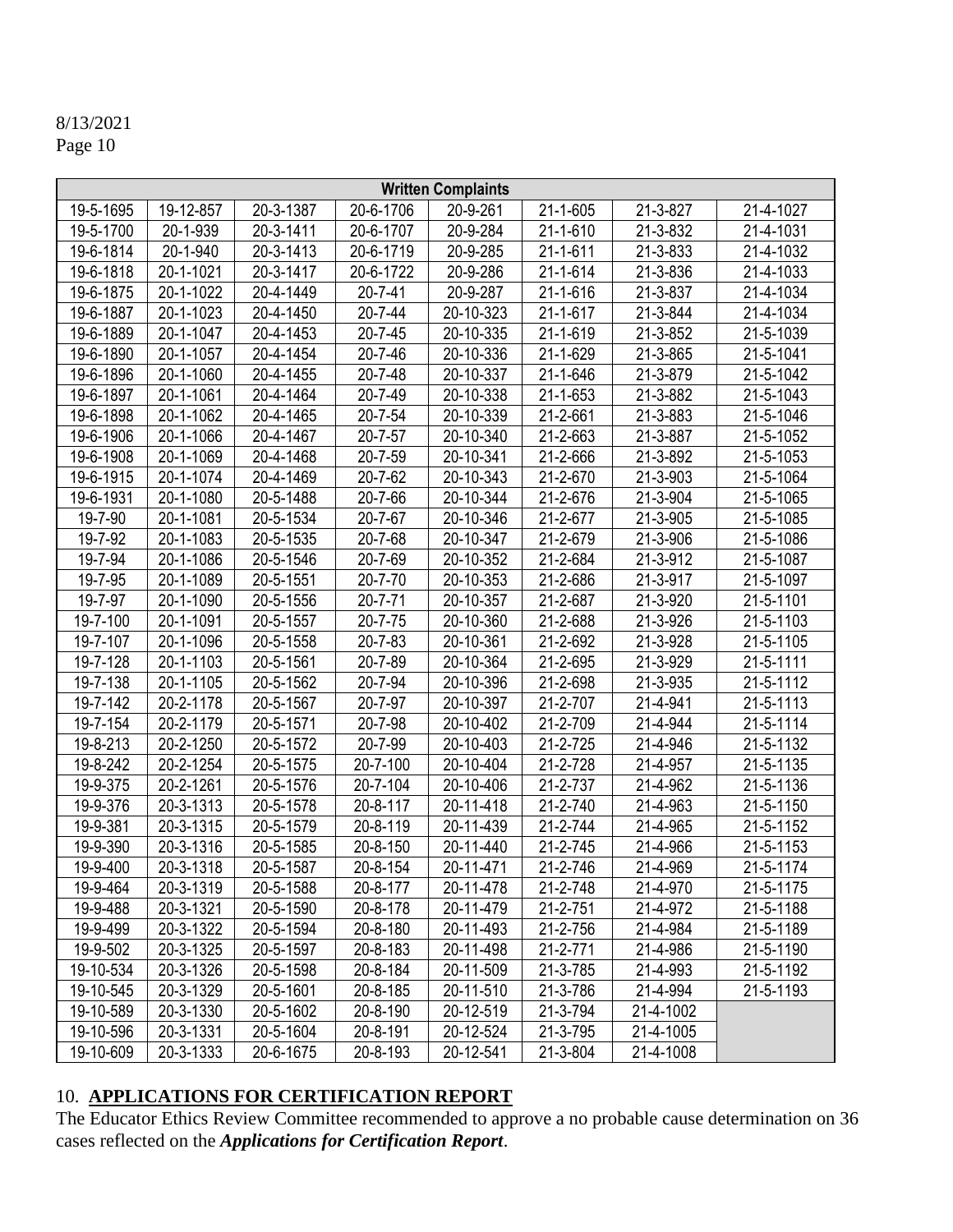8/13/2021
Page 10

| Written Complaints | | | | | | | |
|---|---|---|---|---|---|---|---|
| 19-5-1695 | 19-12-857 | 20-3-1387 | 20-6-1706 | 20-9-261 | 21-1-605 | 21-3-827 | 21-4-1027 |
| 19-5-1700 | 20-1-939 | 20-3-1411 | 20-6-1707 | 20-9-284 | 21-1-610 | 21-3-832 | 21-4-1031 |
| 19-6-1814 | 20-1-940 | 20-3-1413 | 20-6-1719 | 20-9-285 | 21-1-611 | 21-3-833 | 21-4-1032 |
| 19-6-1818 | 20-1-1021 | 20-3-1417 | 20-6-1722 | 20-9-286 | 21-1-614 | 21-3-836 | 21-4-1033 |
| 19-6-1875 | 20-1-1022 | 20-4-1449 | 20-7-41 | 20-9-287 | 21-1-616 | 21-3-837 | 21-4-1034 |
| 19-6-1887 | 20-1-1023 | 20-4-1450 | 20-7-44 | 20-10-323 | 21-1-617 | 21-3-844 | 21-4-1034 |
| 19-6-1889 | 20-1-1047 | 20-4-1453 | 20-7-45 | 20-10-335 | 21-1-619 | 21-3-852 | 21-5-1039 |
| 19-6-1890 | 20-1-1057 | 20-4-1454 | 20-7-46 | 20-10-336 | 21-1-629 | 21-3-865 | 21-5-1041 |
| 19-6-1896 | 20-1-1060 | 20-4-1455 | 20-7-48 | 20-10-337 | 21-1-646 | 21-3-879 | 21-5-1042 |
| 19-6-1897 | 20-1-1061 | 20-4-1464 | 20-7-49 | 20-10-338 | 21-1-653 | 21-3-882 | 21-5-1043 |
| 19-6-1898 | 20-1-1062 | 20-4-1465 | 20-7-54 | 20-10-339 | 21-2-661 | 21-3-883 | 21-5-1046 |
| 19-6-1906 | 20-1-1066 | 20-4-1467 | 20-7-57 | 20-10-340 | 21-2-663 | 21-3-887 | 21-5-1052 |
| 19-6-1908 | 20-1-1069 | 20-4-1468 | 20-7-59 | 20-10-341 | 21-2-666 | 21-3-892 | 21-5-1053 |
| 19-6-1915 | 20-1-1074 | 20-4-1469 | 20-7-62 | 20-10-343 | 21-2-670 | 21-3-903 | 21-5-1064 |
| 19-6-1931 | 20-1-1080 | 20-5-1488 | 20-7-66 | 20-10-344 | 21-2-676 | 21-3-904 | 21-5-1065 |
| 19-7-90 | 20-1-1081 | 20-5-1534 | 20-7-67 | 20-10-346 | 21-2-677 | 21-3-905 | 21-5-1085 |
| 19-7-92 | 20-1-1083 | 20-5-1535 | 20-7-68 | 20-10-347 | 21-2-679 | 21-3-906 | 21-5-1086 |
| 19-7-94 | 20-1-1086 | 20-5-1546 | 20-7-69 | 20-10-352 | 21-2-684 | 21-3-912 | 21-5-1087 |
| 19-7-95 | 20-1-1089 | 20-5-1551 | 20-7-70 | 20-10-353 | 21-2-686 | 21-3-917 | 21-5-1097 |
| 19-7-97 | 20-1-1090 | 20-5-1556 | 20-7-71 | 20-10-357 | 21-2-687 | 21-3-920 | 21-5-1101 |
| 19-7-100 | 20-1-1091 | 20-5-1557 | 20-7-75 | 20-10-360 | 21-2-688 | 21-3-926 | 21-5-1103 |
| 19-7-107 | 20-1-1096 | 20-5-1558 | 20-7-83 | 20-10-361 | 21-2-692 | 21-3-928 | 21-5-1105 |
| 19-7-128 | 20-1-1103 | 20-5-1561 | 20-7-89 | 20-10-364 | 21-2-695 | 21-3-929 | 21-5-1111 |
| 19-7-138 | 20-1-1105 | 20-5-1562 | 20-7-94 | 20-10-396 | 21-2-698 | 21-3-935 | 21-5-1112 |
| 19-7-142 | 20-2-1178 | 20-5-1567 | 20-7-97 | 20-10-397 | 21-2-707 | 21-4-941 | 21-5-1113 |
| 19-7-154 | 20-2-1179 | 20-5-1571 | 20-7-98 | 20-10-402 | 21-2-709 | 21-4-944 | 21-5-1114 |
| 19-8-213 | 20-2-1250 | 20-5-1572 | 20-7-99 | 20-10-403 | 21-2-725 | 21-4-946 | 21-5-1132 |
| 19-8-242 | 20-2-1254 | 20-5-1575 | 20-7-100 | 20-10-404 | 21-2-728 | 21-4-957 | 21-5-1135 |
| 19-9-375 | 20-2-1261 | 20-5-1576 | 20-7-104 | 20-10-406 | 21-2-737 | 21-4-962 | 21-5-1136 |
| 19-9-376 | 20-3-1313 | 20-5-1578 | 20-8-117 | 20-11-418 | 21-2-740 | 21-4-963 | 21-5-1150 |
| 19-9-381 | 20-3-1315 | 20-5-1579 | 20-8-119 | 20-11-439 | 21-2-744 | 21-4-965 | 21-5-1152 |
| 19-9-390 | 20-3-1316 | 20-5-1585 | 20-8-150 | 20-11-440 | 21-2-745 | 21-4-966 | 21-5-1153 |
| 19-9-400 | 20-3-1318 | 20-5-1587 | 20-8-154 | 20-11-471 | 21-2-746 | 21-4-969 | 21-5-1174 |
| 19-9-464 | 20-3-1319 | 20-5-1588 | 20-8-177 | 20-11-478 | 21-2-748 | 21-4-970 | 21-5-1175 |
| 19-9-488 | 20-3-1321 | 20-5-1590 | 20-8-178 | 20-11-479 | 21-2-751 | 21-4-972 | 21-5-1188 |
| 19-9-499 | 20-3-1322 | 20-5-1594 | 20-8-180 | 20-11-493 | 21-2-756 | 21-4-984 | 21-5-1189 |
| 19-9-502 | 20-3-1325 | 20-5-1597 | 20-8-183 | 20-11-498 | 21-2-771 | 21-4-986 | 21-5-1190 |
| 19-10-534 | 20-3-1326 | 20-5-1598 | 20-8-184 | 20-11-509 | 21-3-785 | 21-4-993 | 21-5-1192 |
| 19-10-545 | 20-3-1329 | 20-5-1601 | 20-8-185 | 20-11-510 | 21-3-786 | 21-4-994 | 21-5-1193 |
| 19-10-589 | 20-3-1330 | 20-5-1602 | 20-8-190 | 20-12-519 | 21-3-794 | 21-4-1002 | |
| 19-10-596 | 20-3-1331 | 20-5-1604 | 20-8-191 | 20-12-524 | 21-3-795 | 21-4-1005 | |
| 19-10-609 | 20-3-1333 | 20-6-1675 | 20-8-193 | 20-12-541 | 21-3-804 | 21-4-1008 | |

10. **APPLICATIONS FOR CERTIFICATION REPORT**

The Educator Ethics Review Committee recommended to approve a no probable cause determination on 36 cases reflected on the ***Applications for Certification Report***.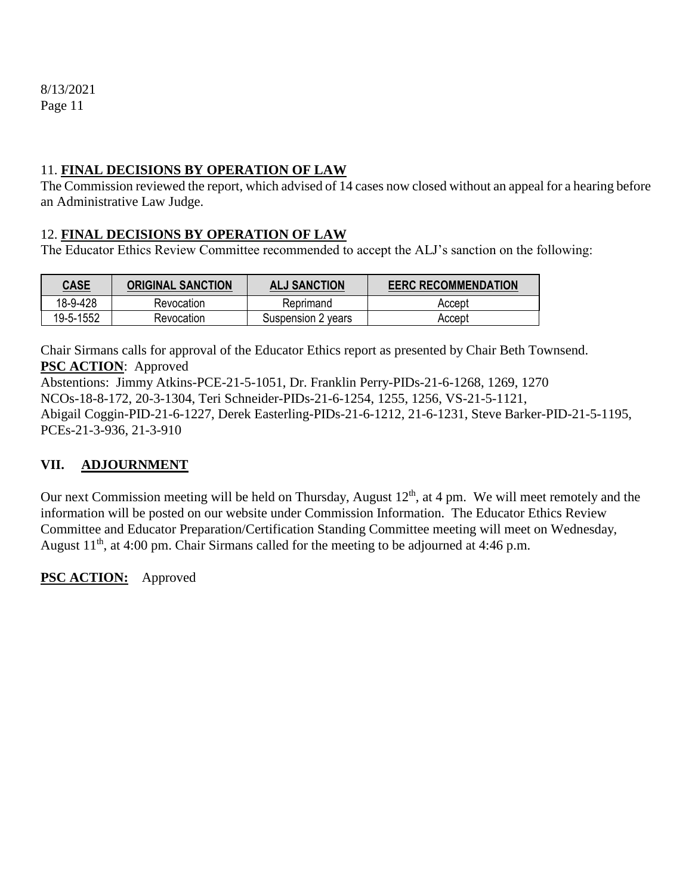### 11. **FINAL DECISIONS BY OPERATION OF LAW**

The Commission reviewed the report, which advised of 14 cases now closed without an appeal for a hearing before an Administrative Law Judge.

### 12. **FINAL DECISIONS BY OPERATION OF LAW**

The Educator Ethics Review Committee recommended to accept the ALJ's sanction on the following:

| CASE | ORIGINAL SANCTION | ALJ SANCTION | EERC RECOMMENDATION |
|---|---|---|---|
| 18-9-428 | Revocation | Reprimand | Accept |
| 19-5-1552 | Revocation | Suspension 2 years | Accept |

Chair Sirmans calls for approval of the Educator Ethics report as presented by Chair Beth Townsend.

**PSC ACTION**: Approved

Abstentions: Jimmy Atkins-PCE-21-5-1051, Dr. Franklin Perry-PIDs-21-6-1268, 1269, 1270 NCOs-18-8-172, 20-3-1304, Teri Schneider-PIDs-21-6-1254, 1255, 1256, VS-21-5-1121, Abigail Coggin-PID-21-6-1227, Derek Easterling-PIDs-21-6-1212, 21-6-1231, Steve Barker-PID-21-5-1195, PCEs-21-3-936, 21-3-910

## VII. ADJOURNMENT

Our next Commission meeting will be held on Thursday, August 12th, at 4 pm. We will meet remotely and the information will be posted on our website under Commission Information. The Educator Ethics Review Committee and Educator Preparation/Certification Standing Committee meeting will meet on Wednesday, August 11th, at 4:00 pm. Chair Sirmans called for the meeting to be adjourned at 4:46 p.m.

**PSC ACTION:** Approved